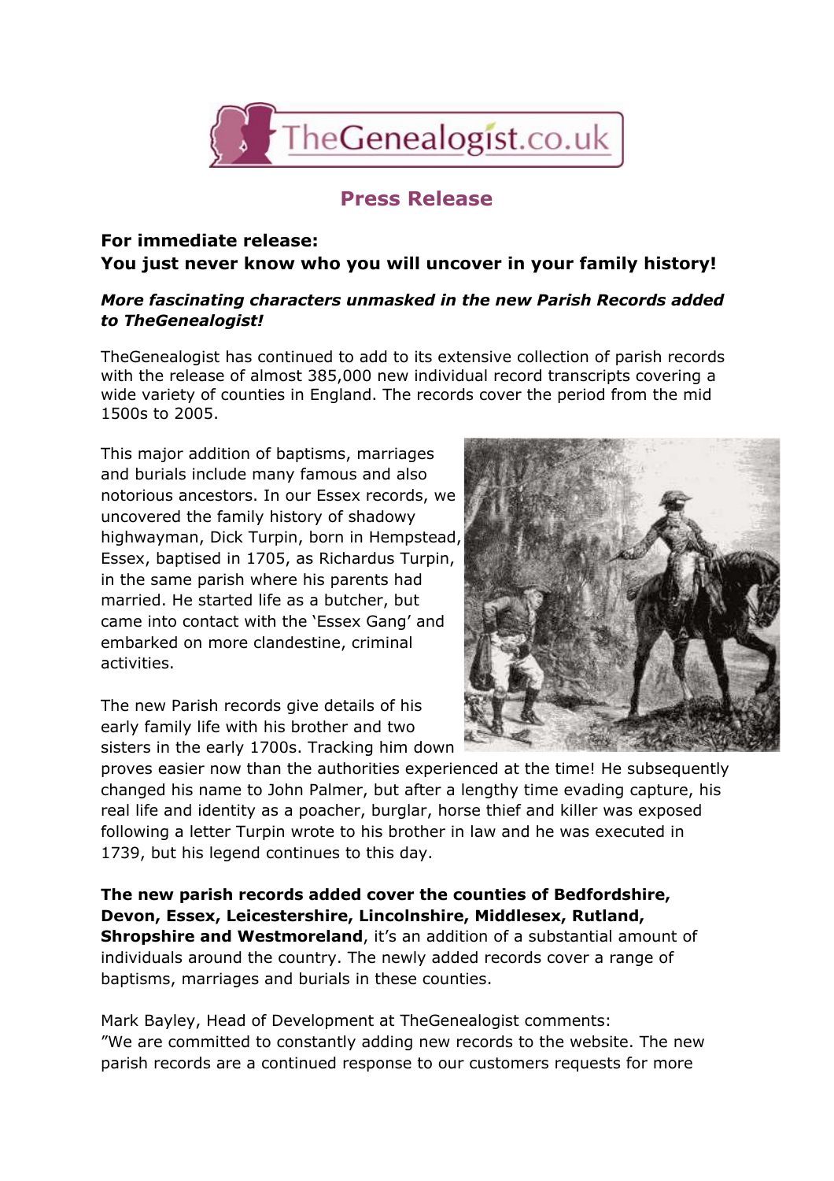# Press Release

**For immediate release:**
**You just never know who you will uncover in your family history!**

***More fascinating characters unmasked in the new Parish Records added to TheGenealogist!***

TheGenealogist has continued to add to its extensive collection of parish records with the release of almost 385,000 new individual record transcripts covering a wide variety of counties in England. The records cover the period from the mid 1500s to 2005.

This major addition of baptisms, marriages and burials include many famous and also notorious ancestors. In our Essex records, we uncovered the family history of shadowy highwayman, Dick Turpin, born in Hempstead, Essex, baptised in 1705, as Richardus Turpin, in the same parish where his parents had married. He started life as a butcher, but came into contact with the 'Essex Gang' and embarked on more clandestine, criminal activities.

The new Parish records give details of his early family life with his brother and two sisters in the early 1700s. Tracking him down proves easier now than the authorities experienced at the time! He subsequently changed his name to John Palmer, but after a lengthy time evading capture, his real life and identity as a poacher, burglar, horse thief and killer was exposed following a letter Turpin wrote to his brother in law and he was executed in 1739, but his legend continues to this day.

**The new parish records added cover the counties of Bedfordshire, Devon, Essex, Leicestershire, Lincolnshire, Middlesex, Rutland, Shropshire and Westmoreland**, it's an addition of a substantial amount of individuals around the country. The newly added records cover a range of baptisms, marriages and burials in these counties.

Mark Bayley, Head of Development at TheGenealogist comments:
"We are committed to constantly adding new records to the website. The new parish records are a continued response to our customers requests for more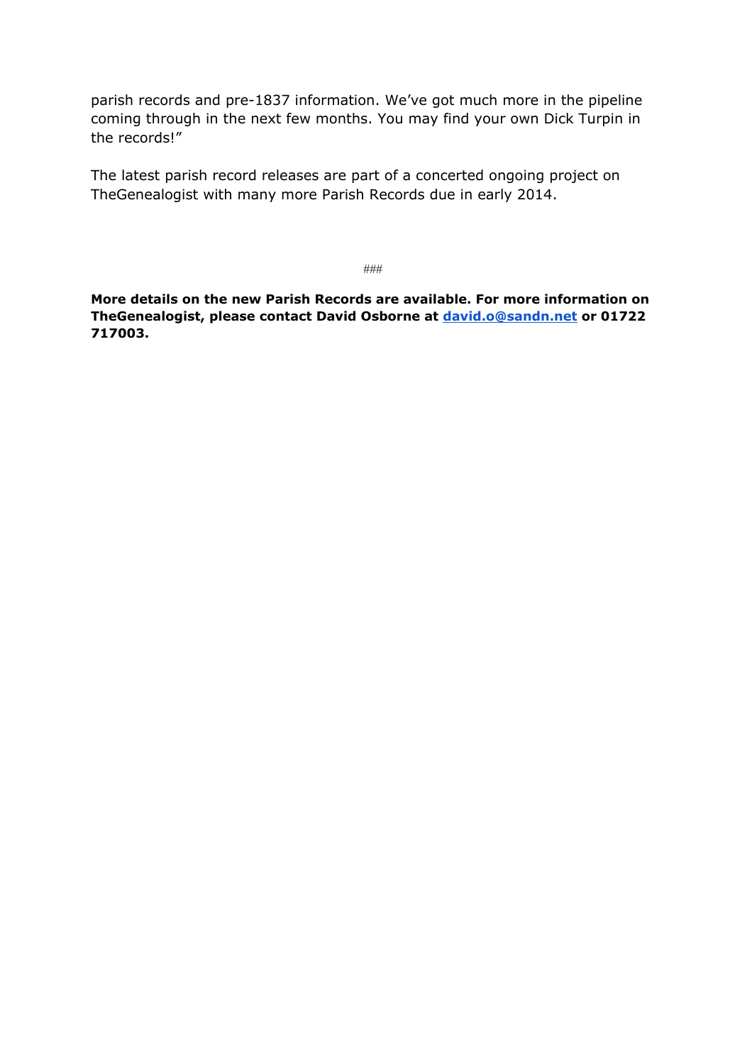parish records and pre-1837 information. We've got much more in the pipeline coming through in the next few months. You may find your own Dick Turpin in the records!"

The latest parish record releases are part of a concerted ongoing project on TheGenealogist with many more Parish Records due in early 2014.

###

**More details on the new Parish Records are available. For more information on TheGenealogist, please contact David Osborne at david.o@sandn.net or 01722 717003.**